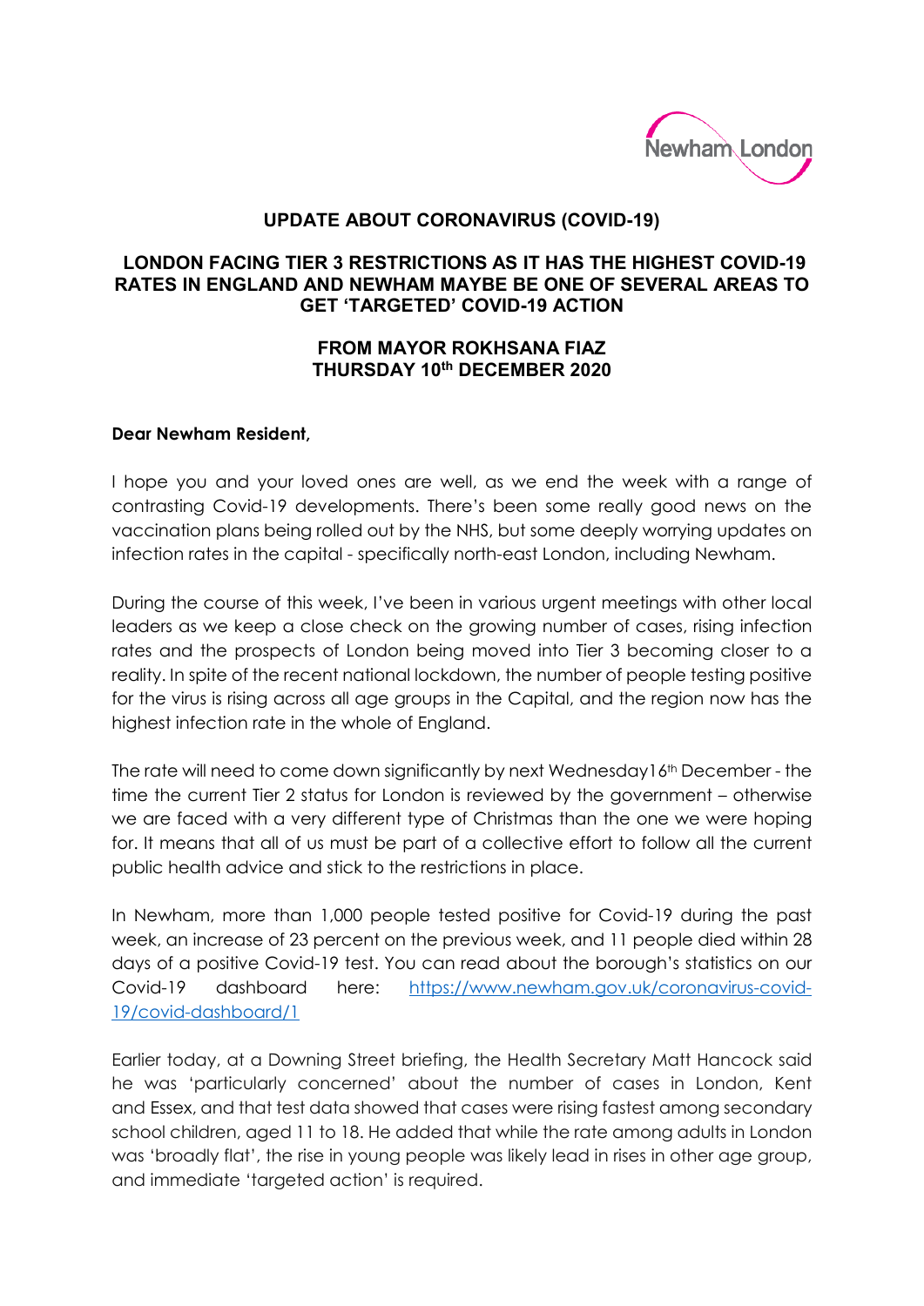Newham London

## UPDATE ABOUT CORONAVIRUS (COVID-19)

### LONDON FACING TIER 3 RESTRICTIONS AS IT HAS THE HIGHEST COVID-19 RATES IN ENGLAND AND NEWHAM MAYBE BE ONE OF SEVERAL AREAS TO GET 'TARGETED' COVID-19 ACTION

### FROM MAYOR ROKHSANA FIAZ
### THURSDAY 10th DECEMBER 2020

**Dear Newham Resident,**

I hope you and your loved ones are well, as we end the week with a range of contrasting Covid-19 developments. There's been some really good news on the vaccination plans being rolled out by the NHS, but some deeply worrying updates on infection rates in the capital - specifically north-east London, including Newham.

During the course of this week, I've been in various urgent meetings with other local leaders as we keep a close check on the growing number of cases, rising infection rates and the prospects of London being moved into Tier 3 becoming closer to a reality. In spite of the recent national lockdown, the number of people testing positive for the virus is rising across all age groups in the Capital, and the region now has the highest infection rate in the whole of England.

The rate will need to come down significantly by next Wednesday16th December - the time the current Tier 2 status for London is reviewed by the government – otherwise we are faced with a very different type of Christmas than the one we were hoping for. It means that all of us must be part of a collective effort to follow all the current public health advice and stick to the restrictions in place.

In Newham, more than 1,000 people tested positive for Covid-19 during the past week, an increase of 23 percent on the previous week, and 11 people died within 28 days of a positive Covid-19 test. You can read about the borough's statistics on our Covid-19 dashboard here: https://www.newham.gov.uk/coronavirus-covid-19/covid-dashboard/1

Earlier today, at a Downing Street briefing, the Health Secretary Matt Hancock said he was 'particularly concerned' about the number of cases in London, Kent and Essex, and that test data showed that cases were rising fastest among secondary school children, aged 11 to 18. He added that while the rate among adults in London was 'broadly flat', the rise in young people was likely lead in rises in other age group, and immediate 'targeted action' is required.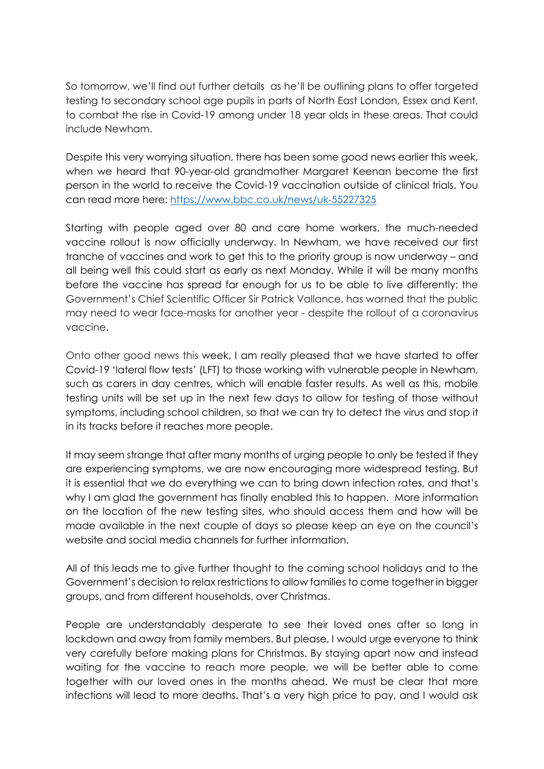So tomorrow, we'll find out further details  as he'll be outlining plans to offer targeted testing to secondary school age pupils in parts of North East London, Essex and Kent, to combat the rise in Covid-19 among under 18 year olds in these areas. That could include Newham.

Despite this very worrying situation, there has been some good news earlier this week, when we heard that 90-year-old grandmother Margaret Keenan become the first person in the world to receive the Covid-19 vaccination outside of clinical trials. You can read more here: https://www.bbc.co.uk/news/uk-55227325

Starting with people aged over 80 and care home workers, the much-needed vaccine rollout is now officially underway. In Newham, we have received our first tranche of vaccines and work to get this to the priority group is now underway – and all being well this could start as early as next Monday. While it will be many months before the vaccine has spread far enough for us to be able to live differently; the Government's Chief Scientific Officer Sir Patrick Vallance, has warned that the public may need to wear face-masks for another year - despite the rollout of a coronavirus vaccine.

Onto other good news this week, I am really pleased that we have started to offer Covid-19 'lateral flow tests' (LFT) to those working with vulnerable people in Newham, such as carers in day centres, which will enable faster results. As well as this, mobile testing units will be set up in the next few days to allow for testing of those without symptoms, including school children, so that we can try to detect the virus and stop it in its tracks before it reaches more people.

It may seem strange that after many months of urging people to only be tested if they are experiencing symptoms, we are now encouraging more widespread testing. But it is essential that we do everything we can to bring down infection rates, and that's why I am glad the government has finally enabled this to happen.  More information on the location of the new testing sites, who should access them and how will be made available in the next couple of days so please keep an eye on the council's website and social media channels for further information.

All of this leads me to give further thought to the coming school holidays and to the Government's decision to relax restrictions to allow families to come together in bigger groups, and from different households, over Christmas.

People are understandably desperate to see their loved ones after so long in lockdown and away from family members. But please, I would urge everyone to think very carefully before making plans for Christmas. By staying apart now and instead waiting for the vaccine to reach more people, we will be better able to come together with our loved ones in the months ahead. We must be clear that more infections will lead to more deaths. That's a very high price to pay, and I would ask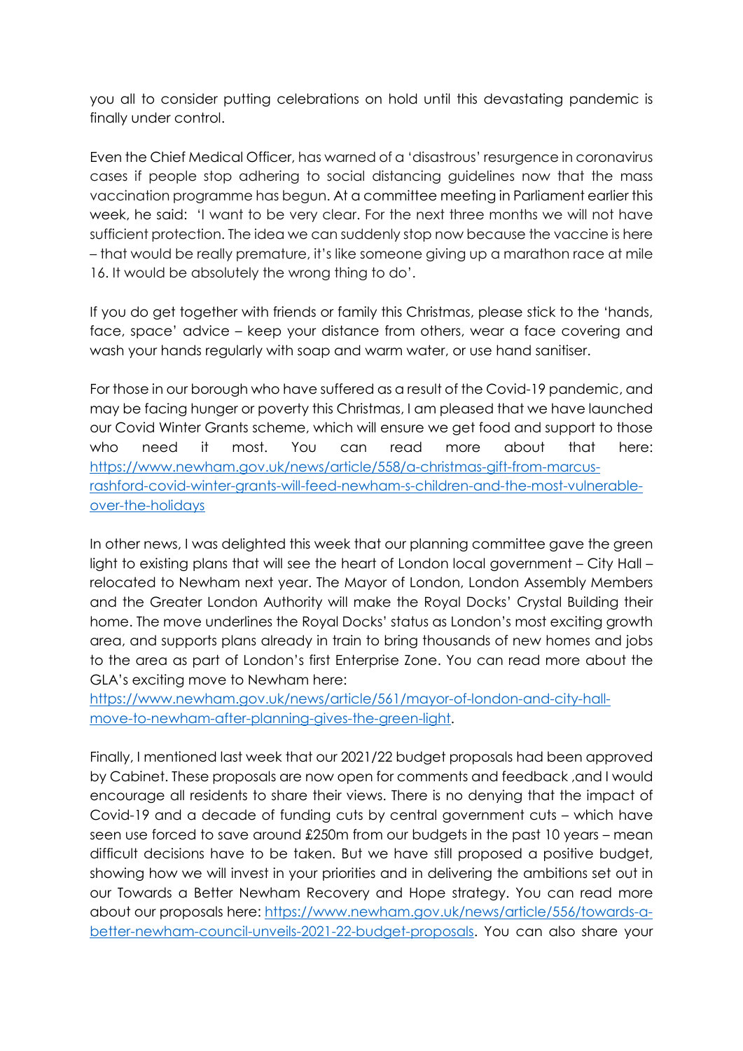you all to consider putting celebrations on hold until this devastating pandemic is finally under control.

Even the Chief Medical Officer, has warned of a 'disastrous' resurgence in coronavirus cases if people stop adhering to social distancing guidelines now that the mass vaccination programme has begun. At a committee meeting in Parliament earlier this week, he said: 'I want to be very clear. For the next three months we will not have sufficient protection. The idea we can suddenly stop now because the vaccine is here – that would be really premature, it's like someone giving up a marathon race at mile 16. It would be absolutely the wrong thing to do'.

If you do get together with friends or family this Christmas, please stick to the 'hands, face, space' advice – keep your distance from others, wear a face covering and wash your hands regularly with soap and warm water, or use hand sanitiser.

For those in our borough who have suffered as a result of the Covid-19 pandemic, and may be facing hunger or poverty this Christmas, I am pleased that we have launched our Covid Winter Grants scheme, which will ensure we get food and support to those who need it most. You can read more about that here: [https://www.newham.gov.uk/news/article/558/a-christmas-gift-from-marcus-rashford-covid-winter-grants-will-feed-newham-s-children-and-the-most-vulnerable-over-the-holidays](https://www.newham.gov.uk/news/article/558/a-christmas-gift-from-marcus-rashford-covid-winter-grants-will-feed-newham-s-children-and-the-most-vulnerable-over-the-holidays)

In other news, I was delighted this week that our planning committee gave the green light to existing plans that will see the heart of London local government – City Hall – relocated to Newham next year. The Mayor of London, London Assembly Members and the Greater London Authority will make the Royal Docks' Crystal Building their home. The move underlines the Royal Docks' status as London's most exciting growth area, and supports plans already in train to bring thousands of new homes and jobs to the area as part of London's first Enterprise Zone. You can read more about the GLA's exciting move to Newham here:
[https://www.newham.gov.uk/news/article/561/mayor-of-london-and-city-hall-move-to-newham-after-planning-gives-the-green-light](https://www.newham.gov.uk/news/article/561/mayor-of-london-and-city-hall-move-to-newham-after-planning-gives-the-green-light).

Finally, I mentioned last week that our 2021/22 budget proposals had been approved by Cabinet. These proposals are now open for comments and feedback ,and I would encourage all residents to share their views. There is no denying that the impact of Covid-19 and a decade of funding cuts by central government cuts – which have seen use forced to save around £250m from our budgets in the past 10 years – mean difficult decisions have to be taken. But we have still proposed a positive budget, showing how we will invest in your priorities and in delivering the ambitions set out in our Towards a Better Newham Recovery and Hope strategy. You can read more about our proposals here: [https://www.newham.gov.uk/news/article/556/towards-a-better-newham-council-unveils-2021-22-budget-proposals](https://www.newham.gov.uk/news/article/556/towards-a-better-newham-council-unveils-2021-22-budget-proposals). You can also share your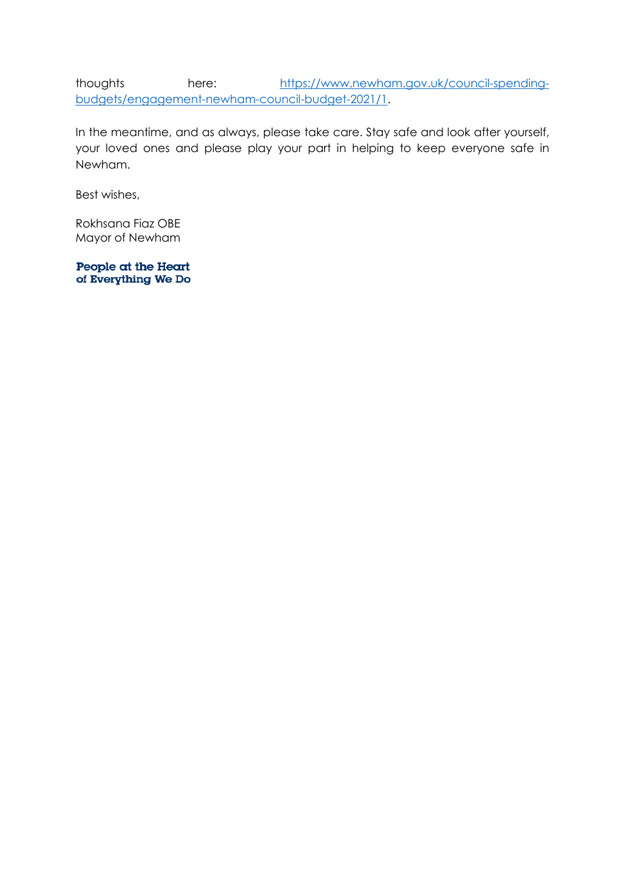thoughts here: [https://www.newham.gov.uk/council-spending-budgets/engagement-newham-council-budget-2021/1](https://www.newham.gov.uk/council-spending-budgets/engagement-newham-council-budget-2021/1).

In the meantime, and as always, please take care. Stay safe and look after yourself, your loved ones and please play your part in helping to keep everyone safe in Newham.

Best wishes,

Rokhsana Fiaz OBE
Mayor of Newham

**People at the Heart of Everything We Do**